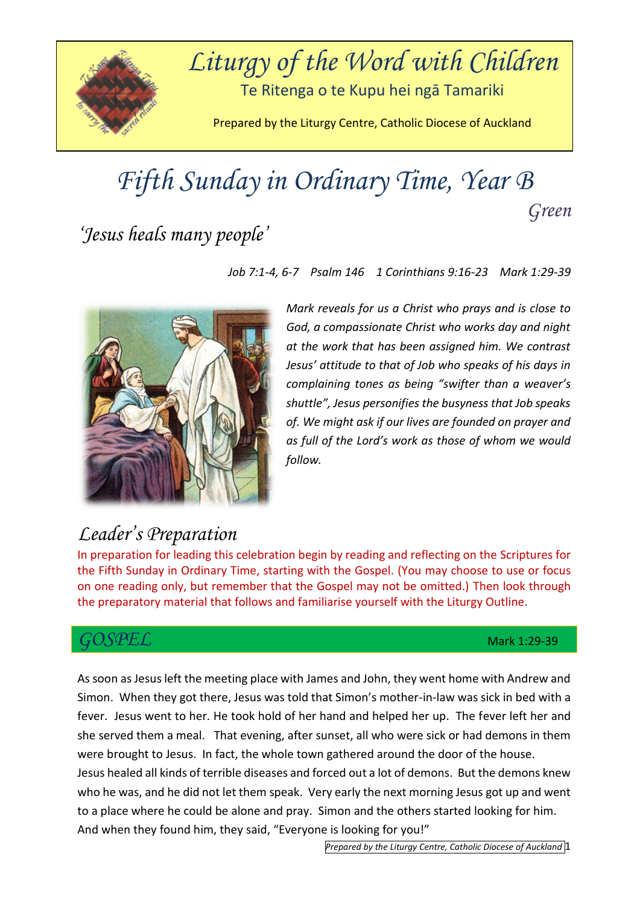# Liturgy of the Word with Children

Te Ritenga o te Kupu hei ngā Tamariki

Prepared by the Liturgy Centre, Catholic Diocese of Auckland

# Fifth Sunday in Ordinary Time, Year B

*Green*

## 'Jesus heals many people'

*Job 7:1-4, 6-7   Psalm 146   1 Corinthians 9:16-23   Mark 1:29-39*

*Mark reveals for us a Christ who prays and is close to God, a compassionate Christ who works day and night at the work that has been assigned him. We contrast Jesus' attitude to that of Job who speaks of his days in complaining tones as being "swifter than a weaver's shuttle", Jesus personifies the busyness that Job speaks of. We might ask if our lives are founded on prayer and as full of the Lord's work as those of whom we would follow.*

## Leader's Preparation

In preparation for leading this celebration begin by reading and reflecting on the Scriptures for the Fifth Sunday in Ordinary Time, starting with the Gospel. (You may choose to use or focus on one reading only, but remember that the Gospel may not be omitted.) Then look through the preparatory material that follows and familiarise yourself with the Liturgy Outline.

## GOSPEL — Mark 1:29-39

As soon as Jesus left the meeting place with James and John, they went home with Andrew and Simon. When they got there, Jesus was told that Simon's mother-in-law was sick in bed with a fever. Jesus went to her. He took hold of her hand and helped her up. The fever left her and she served them a meal. That evening, after sunset, all who were sick or had demons in them were brought to Jesus. In fact, the whole town gathered around the door of the house. Jesus healed all kinds of terrible diseases and forced out a lot of demons. But the demons knew who he was, and he did not let them speak. Very early the next morning Jesus got up and went to a place where he could be alone and pray. Simon and the others started looking for him. And when they found him, they said, "Everyone is looking for you!"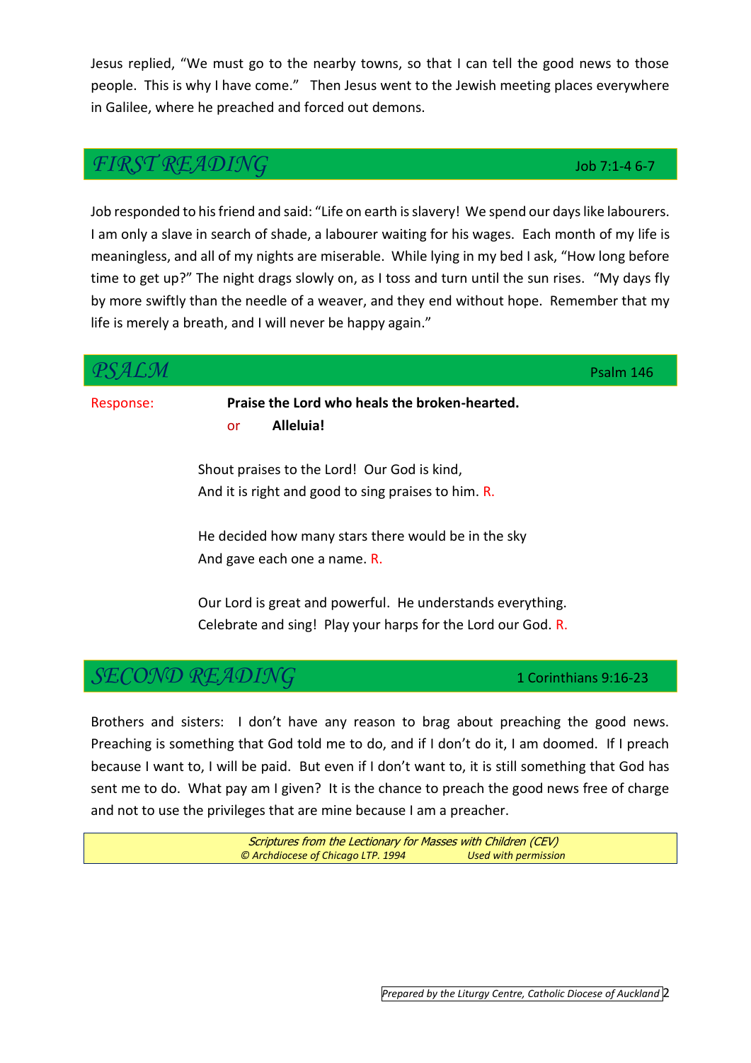Jesus replied, “We must go to the nearby towns, so that I can tell the good news to those people. This is why I have come.” Then Jesus went to the Jewish meeting places everywhere in Galilee, where he preached and forced out demons.

## FIRST READING

Job 7:1-4 6-7

Job responded to his friend and said: “Life on earth is slavery! We spend our days like labourers. I am only a slave in search of shade, a labourer waiting for his wages. Each month of my life is meaningless, and all of my nights are miserable. While lying in my bed I ask, “How long before time to get up?” The night drags slowly on, as I toss and turn until the sun rises. “My days fly by more swiftly than the needle of a weaver, and they end without hope. Remember that my life is merely a breath, and I will never be happy again.”

## PSALM

Psalm 146

Response: **Praise the Lord who heals the broken-hearted.**
or **Alleluia!**

Shout praises to the Lord! Our God is kind,
And it is right and good to sing praises to him. R.

He decided how many stars there would be in the sky
And gave each one a name. R.

Our Lord is great and powerful. He understands everything.
Celebrate and sing! Play your harps for the Lord our God. R.

## SECOND READING

1 Corinthians 9:16-23

Brothers and sisters: I don’t have any reason to brag about preaching the good news. Preaching is something that God told me to do, and if I don’t do it, I am doomed. If I preach because I want to, I will be paid. But even if I don’t want to, it is still something that God has sent me to do. What pay am I given? It is the chance to preach the good news free of charge and not to use the privileges that are mine because I am a preacher.

*Scriptures from the Lectionary for Masses with Children (CEV)*
*© Archdiocese of Chicago LTP. 1994 Used with permission*

*Prepared by the Liturgy Centre, Catholic Diocese of Auckland*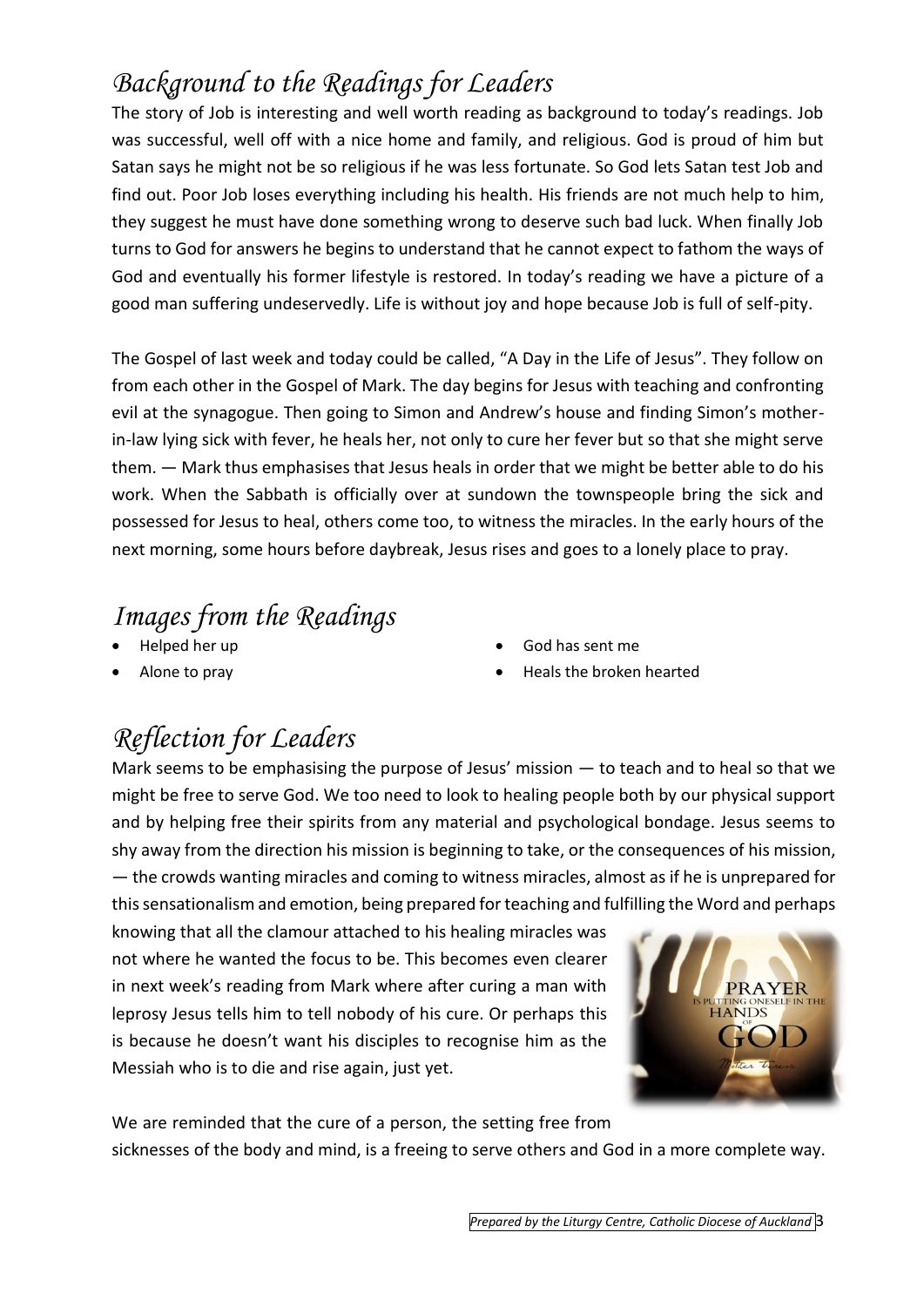## Background to the Readings for Leaders

The story of Job is interesting and well worth reading as background to today's readings. Job was successful, well off with a nice home and family, and religious. God is proud of him but Satan says he might not be so religious if he was less fortunate. So God lets Satan test Job and find out. Poor Job loses everything including his health. His friends are not much help to him, they suggest he must have done something wrong to deserve such bad luck. When finally Job turns to God for answers he begins to understand that he cannot expect to fathom the ways of God and eventually his former lifestyle is restored. In today's reading we have a picture of a good man suffering undeservedly. Life is without joy and hope because Job is full of self-pity.

The Gospel of last week and today could be called, "A Day in the Life of Jesus". They follow on from each other in the Gospel of Mark. The day begins for Jesus with teaching and confronting evil at the synagogue. Then going to Simon and Andrew's house and finding Simon's mother-in-law lying sick with fever, he heals her, not only to cure her fever but so that she might serve them. — Mark thus emphasises that Jesus heals in order that we might be better able to do his work. When the Sabbath is officially over at sundown the townspeople bring the sick and possessed for Jesus to heal, others come too, to witness the miracles. In the early hours of the next morning, some hours before daybreak, Jesus rises and goes to a lonely place to pray.

## Images from the Readings

- Helped her up
- Alone to pray
- God has sent me
- Heals the broken hearted

## Reflection for Leaders

Mark seems to be emphasising the purpose of Jesus' mission — to teach and to heal so that we might be free to serve God. We too need to look to healing people both by our physical support and by helping free their spirits from any material and psychological bondage. Jesus seems to shy away from the direction his mission is beginning to take, or the consequences of his mission, — the crowds wanting miracles and coming to witness miracles, almost as if he is unprepared for this sensationalism and emotion, being prepared for teaching and fulfilling the Word and perhaps knowing that all the clamour attached to his healing miracles was not where he wanted the focus to be. This becomes even clearer in next week's reading from Mark where after curing a man with leprosy Jesus tells him to tell nobody of his cure. Or perhaps this is because he doesn't want his disciples to recognise him as the Messiah who is to die and rise again, just yet.

We are reminded that the cure of a person, the setting free from sicknesses of the body and mind, is a freeing to serve others and God in a more complete way.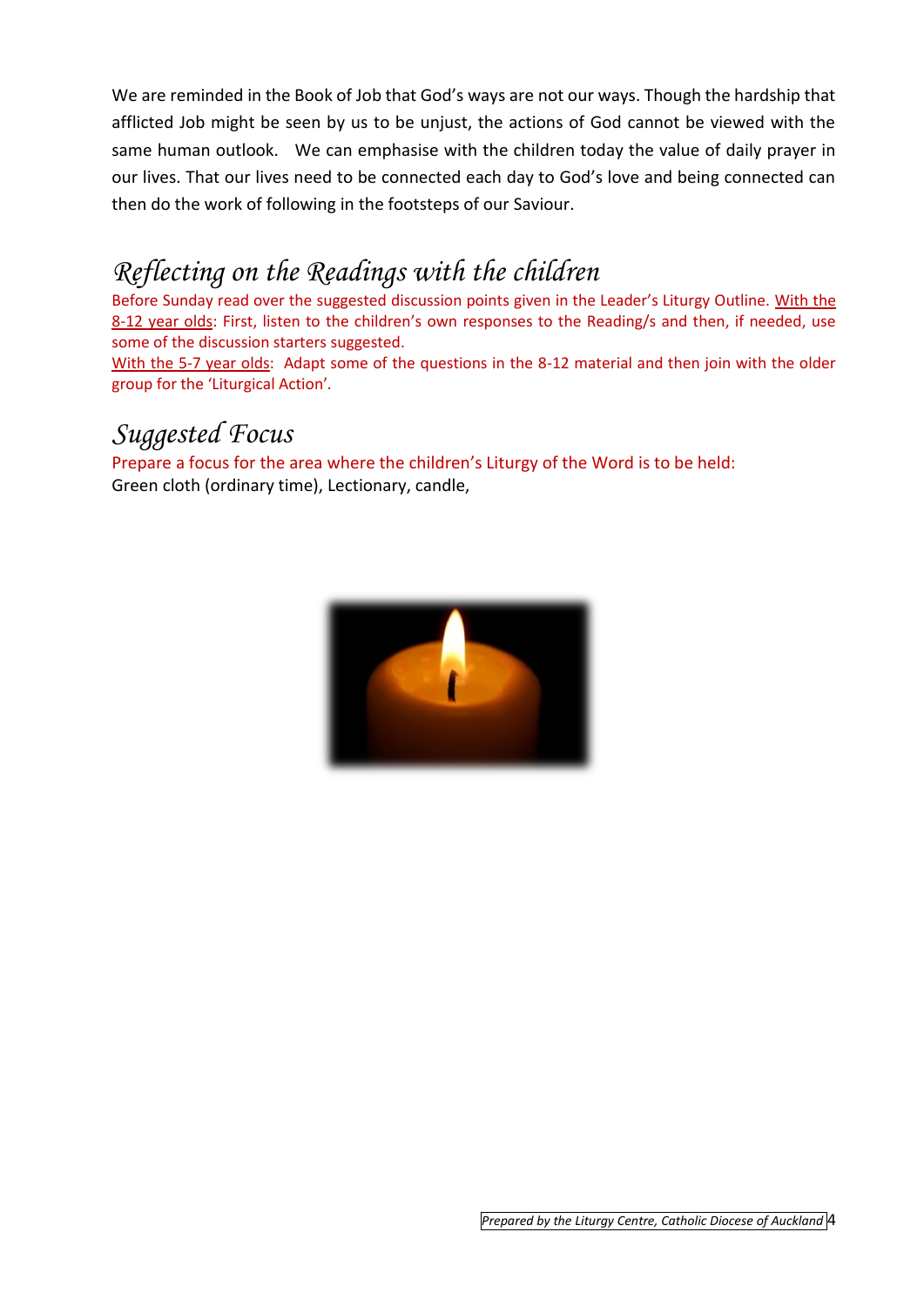We are reminded in the Book of Job that God's ways are not our ways. Though the hardship that afflicted Job might be seen by us to be unjust, the actions of God cannot be viewed with the same human outlook. We can emphasise with the children today the value of daily prayer in our lives. That our lives need to be connected each day to God's love and being connected can then do the work of following in the footsteps of our Saviour.

## Reflecting on the Readings with the children

Before Sunday read over the suggested discussion points given in the Leader's Liturgy Outline. With the 8-12 year olds: First, listen to the children's own responses to the Reading/s and then, if needed, use some of the discussion starters suggested.

With the 5-7 year olds: Adapt some of the questions in the 8-12 material and then join with the older group for the 'Liturgical Action'.

## Suggested Focus

Prepare a focus for the area where the children's Liturgy of the Word is to be held:

Green cloth (ordinary time), Lectionary, candle,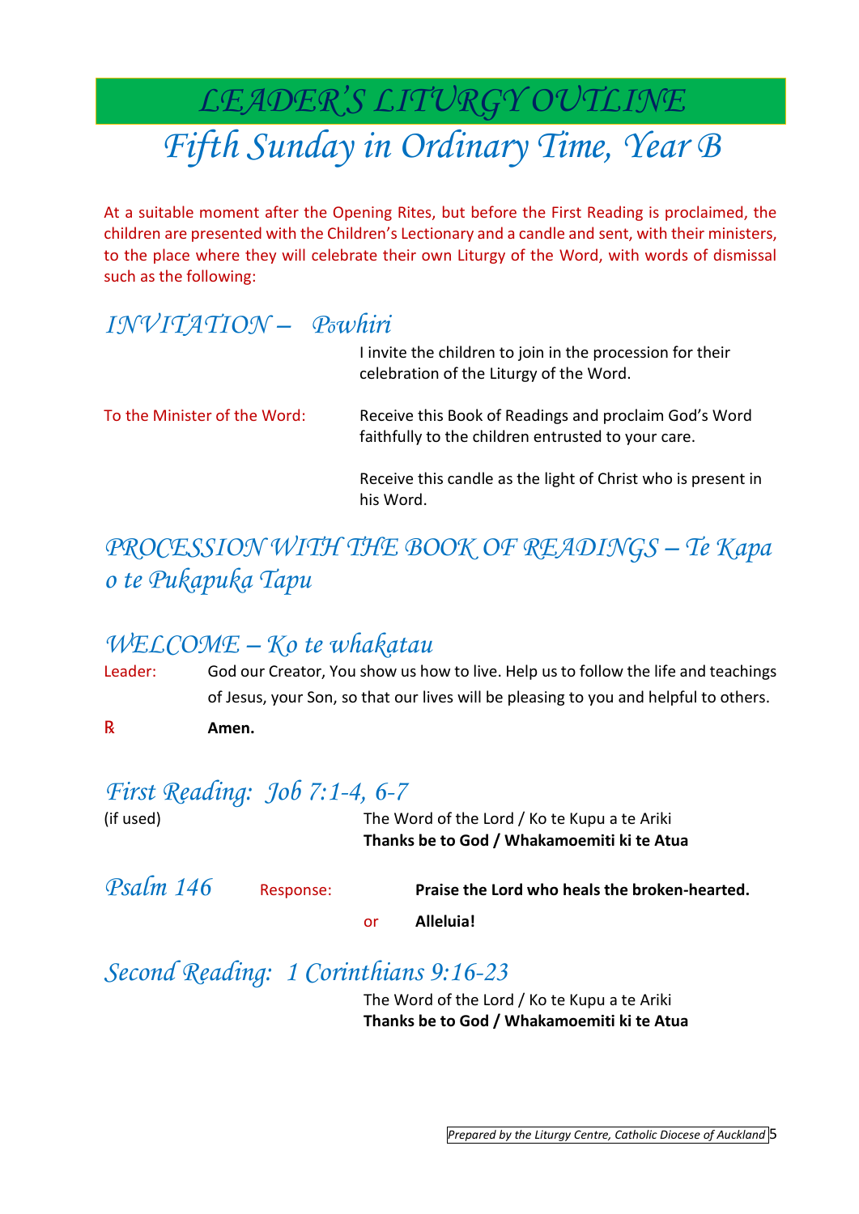# LEADER'S LITURGY OUTLINE

## Fifth Sunday in Ordinary Time, Year B

At a suitable moment after the Opening Rites, but before the First Reading is proclaimed, the children are presented with the Children's Lectionary and a candle and sent, with their ministers, to the place where they will celebrate their own Liturgy of the Word, with words of dismissal such as the following:

## INVITATION – Pōwhiri

I invite the children to join in the procession for their celebration of the Liturgy of the Word.

To the Minister of the Word: Receive this Book of Readings and proclaim God's Word faithfully to the children entrusted to your care.

Receive this candle as the light of Christ who is present in his Word.

## PROCESSION WITH THE BOOK OF READINGS – Te Kapa o te Pukapuka Tapu

## WELCOME – Ko te whakatau

Leader: God our Creator, You show us how to live. Help us to follow the life and teachings of Jesus, your Son, so that our lives will be pleasing to you and helpful to others.

℟ **Amen.**

## First Reading: Job 7:1-4, 6-7

(if used)

The Word of the Lord / Ko te Kupu a te Ariki
**Thanks be to God / Whakamoemiti ki te Atua**

## Psalm 146

Response: **Praise the Lord who heals the broken-hearted.**

or **Alleluia!**

## Second Reading: 1 Corinthians 9:16-23

The Word of the Lord / Ko te Kupu a te Ariki
**Thanks be to God / Whakamoemiti ki te Atua**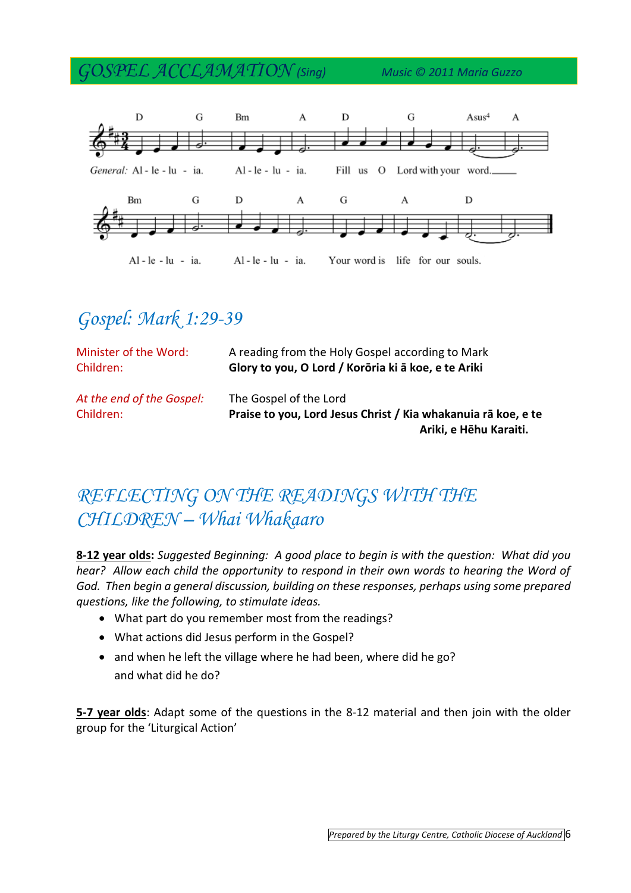## GOSPEL ACCLAMATION (Sing) Music © 2011 Maria Guzzo

D G Bm A D G Asus4 A

General: Al - le - lu - ia. Al - le - lu - ia. Fill us O Lord with your word.

Bm G D A G A D

Al - le - lu - ia. Al - le - lu - ia. Your word is life for our souls.

## Gospel: Mark 1:29-39

Minister of the Word: A reading from the Holy Gospel according to Mark
Children: **Glory to you, O Lord / Korōria ki ā koe, e te Ariki**

*At the end of the Gospel:* The Gospel of the Lord
Children: **Praise to you, Lord Jesus Christ / Kia whakanuia rā koe, e te Ariki, e Hēhu Karaiti.**

## REFLECTING ON THE READINGS WITH THE CHILDREN – Whai Whakaaro

**8-12 year olds:** *Suggested Beginning: A good place to begin is with the question: What did you hear? Allow each child the opportunity to respond in their own words to hearing the Word of God. Then begin a general discussion, building on these responses, perhaps using some prepared questions, like the following, to stimulate ideas.*

- What part do you remember most from the readings?
- What actions did Jesus perform in the Gospel?
- and when he left the village where he had been, where did he go? and what did he do?

**5-7 year olds**: Adapt some of the questions in the 8-12 material and then join with the older group for the 'Liturgical Action'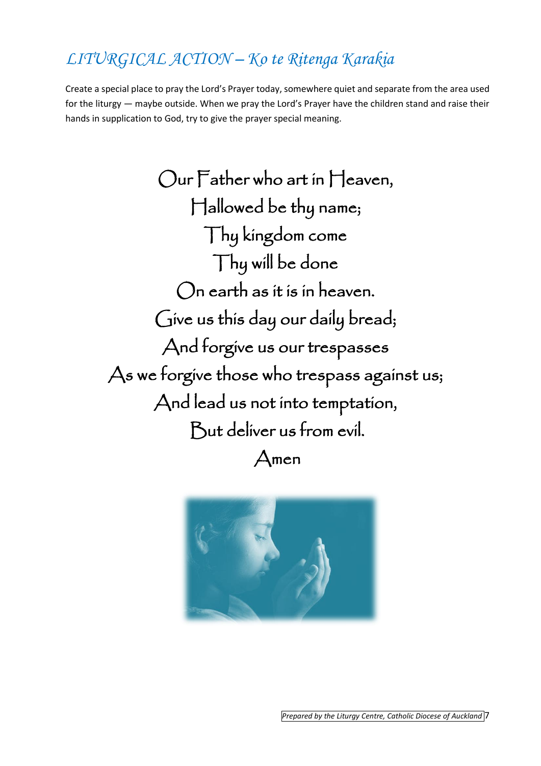## *LITURGICAL ACTION – Ko te Ritenga Karakia*

Create a special place to pray the Lord's Prayer today, somewhere quiet and separate from the area used for the liturgy — maybe outside. When we pray the Lord's Prayer have the children stand and raise their hands in supplication to God, try to give the prayer special meaning.

Our Father who art in Heaven,
Hallowed be thy name;
Thy kingdom come
Thy will be done
On earth as it is in heaven.
Give us this day our daily bread;
And forgive us our trespasses
As we forgive those who trespass against us;
And lead us not into temptation,
But deliver us from evil.
Amen

*Prepared by the Liturgy Centre, Catholic Diocese of Auckland*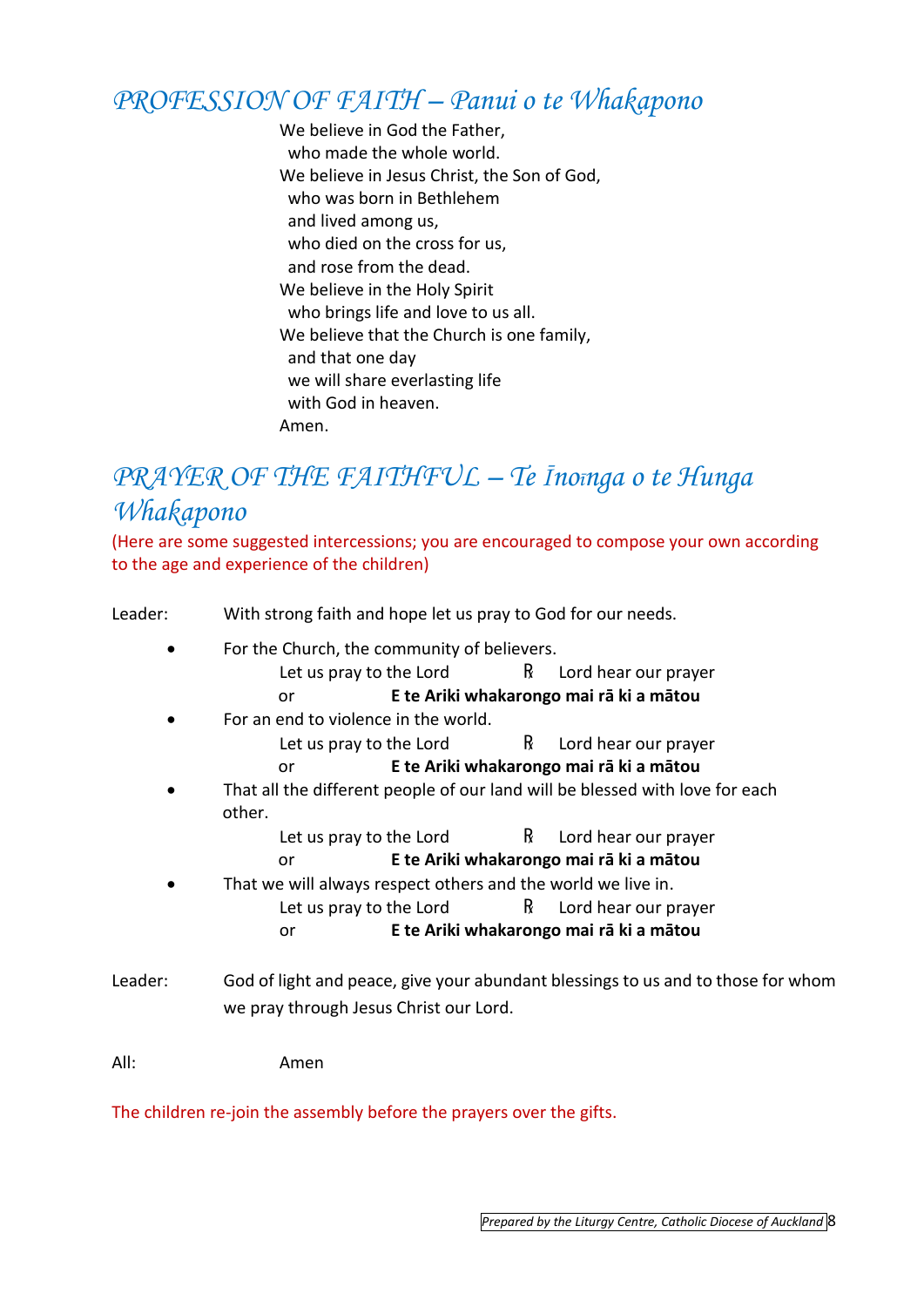## *PROFESSION OF FAITH – Panui o te Whakapono*

We believe in God the Father,
who made the whole world.
We believe in Jesus Christ, the Son of God,
who was born in Bethlehem
and lived among us,
who died on the cross for us,
and rose from the dead.
We believe in the Holy Spirit
who brings life and love to us all.
We believe that the Church is one family,
and that one day
we will share everlasting life
with God in heaven.
Amen.

## *PRAYER OF THE FAITHFUL – Te Īnoinga o te Hunga Whakapono*

(Here are some suggested intercessions; you are encouraged to compose your own according to the age and experience of the children)

Leader: With strong faith and hope let us pray to God for our needs.

- For the Church, the community of believers.
  Let us pray to the Lord ℟ Lord hear our prayer
  or **E te Ariki whakarongo mai rā ki a mātou**
- For an end to violence in the world.
  Let us pray to the Lord ℟ Lord hear our prayer
  or **E te Ariki whakarongo mai rā ki a mātou**
- That all the different people of our land will be blessed with love for each other.
  Let us pray to the Lord ℟ Lord hear our prayer
  or **E te Ariki whakarongo mai rā ki a mātou**
- That we will always respect others and the world we live in.
  Let us pray to the Lord ℟ Lord hear our prayer
  or **E te Ariki whakarongo mai rā ki a mātou**

Leader: God of light and peace, give your abundant blessings to us and to those for whom we pray through Jesus Christ our Lord.

All: Amen

The children re-join the assembly before the prayers over the gifts.

*Prepared by the Liturgy Centre, Catholic Diocese of Auckland*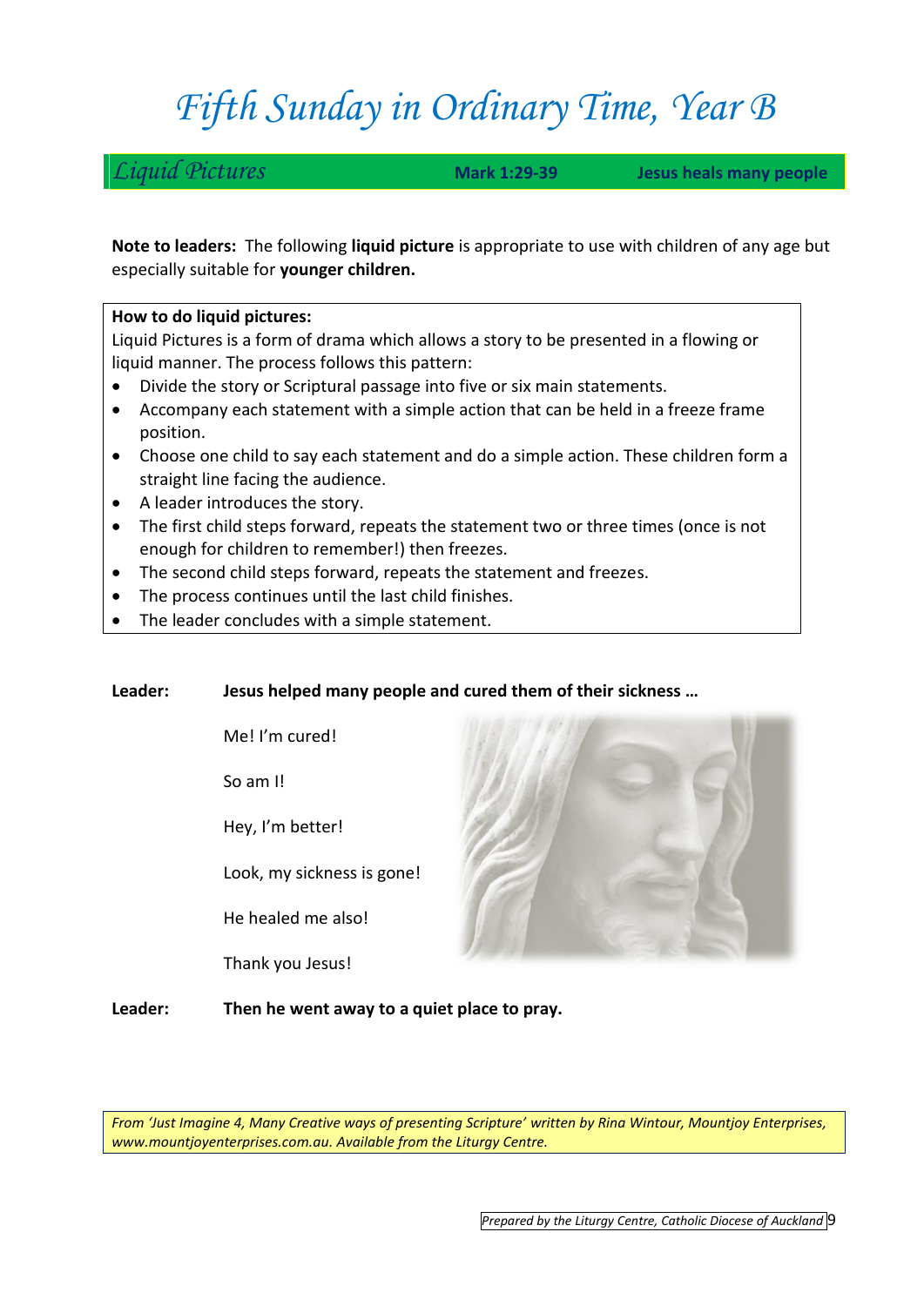# *Fifth Sunday in Ordinary Time, Year B*

*Liquid Pictures* **Mark 1:29-39** **Jesus heals many people**

**Note to leaders:** The following **liquid picture** is appropriate to use with children of any age but especially suitable for **younger children.**

**How to do liquid pictures:**
Liquid Pictures is a form of drama which allows a story to be presented in a flowing or liquid manner. The process follows this pattern:

- Divide the story or Scriptural passage into five or six main statements.
- Accompany each statement with a simple action that can be held in a freeze frame position.
- Choose one child to say each statement and do a simple action. These children form a straight line facing the audience.
- A leader introduces the story.
- The first child steps forward, repeats the statement two or three times (once is not enough for children to remember!) then freezes.
- The second child steps forward, repeats the statement and freezes.
- The process continues until the last child finishes.
- The leader concludes with a simple statement.

**Leader:** **Jesus helped many people and cured them of their sickness …**

Me! I'm cured!

So am I!

Hey, I'm better!

Look, my sickness is gone!

He healed me also!

Thank you Jesus!

**Leader:** **Then he went away to a quiet place to pray.**

*From 'Just Imagine 4, Many Creative ways of presenting Scripture' written by Rina Wintour, Mountjoy Enterprises, www.mountjoyenterprises.com.au. Available from the Liturgy Centre.*